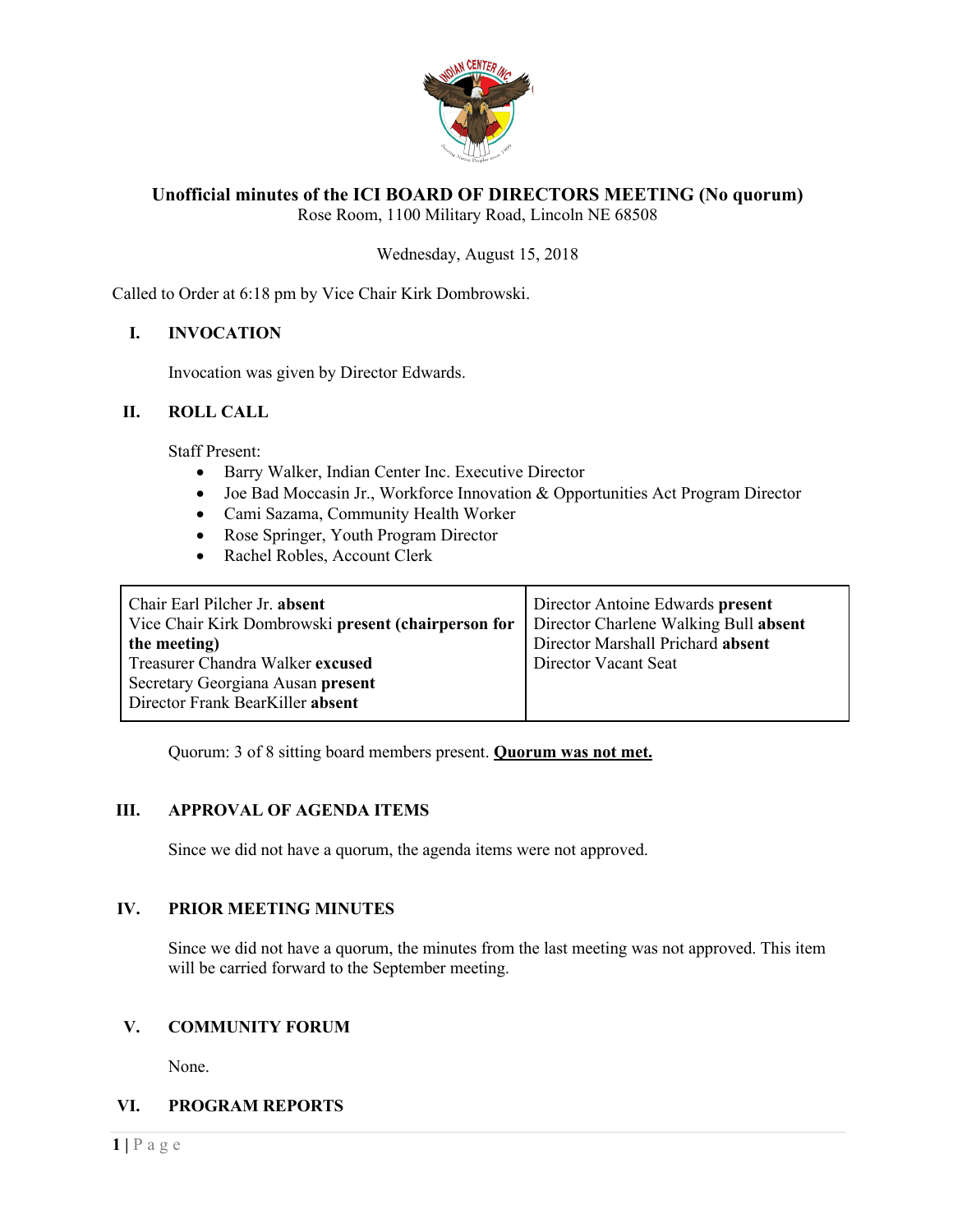# Unofficial minutes of the ICI BOARD OF DIRECTORS MEETING (No quorum)

Rose Room, 1100 Military Road, Lincoln NE 68508

Wednesday, August 15, 2018

Called to Order at 6:18 pm by Vice Chair Kirk Dombrowski.

## I. INVOCATION

Invocation was given by Director Edwards.

## II. ROLL CALL

Staff Present:

- Barry Walker, Indian Center Inc. Executive Director
- Joe Bad Moccasin Jr., Workforce Innovation & Opportunities Act Program Director
- Cami Sazama, Community Health Worker
- Rose Springer, Youth Program Director
- Rachel Robles, Account Clerk

| | |
|---|---|
| Chair Earl Pilcher Jr. **absent**<br>Vice Chair Kirk Dombrowski **present (chairperson for the meeting)**<br>Treasurer Chandra Walker **excused**<br>Secretary Georgiana Ausan **present**<br>Director Frank BearKiller **absent** | Director Antoine Edwards **present**<br>Director Charlene Walking Bull **absent**<br>Director Marshall Prichard **absent**<br>Director Vacant Seat |

Quorum: 3 of 8 sitting board members present. **Quorum was not met.**

## III. APPROVAL OF AGENDA ITEMS

Since we did not have a quorum, the agenda items were not approved.

## IV. PRIOR MEETING MINUTES

Since we did not have a quorum, the minutes from the last meeting was not approved. This item will be carried forward to the September meeting.

## V. COMMUNITY FORUM

None.

## VI. PROGRAM REPORTS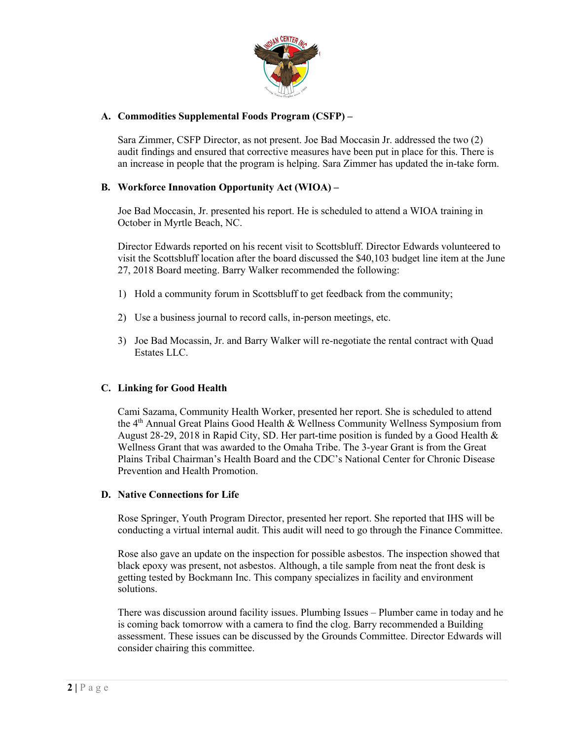## A. Commodities Supplemental Foods Program (CSFP) –

Sara Zimmer, CSFP Director, as not present. Joe Bad Moccasin Jr. addressed the two (2) audit findings and ensured that corrective measures have been put in place for this. There is an increase in people that the program is helping. Sara Zimmer has updated the in-take form.

## B. Workforce Innovation Opportunity Act (WIOA) –

Joe Bad Moccasin, Jr. presented his report. He is scheduled to attend a WIOA training in October in Myrtle Beach, NC.

Director Edwards reported on his recent visit to Scottsbluff. Director Edwards volunteered to visit the Scottsbluff location after the board discussed the $40,103 budget line item at the June 27, 2018 Board meeting. Barry Walker recommended the following:

1) Hold a community forum in Scottsbluff to get feedback from the community;

2) Use a business journal to record calls, in-person meetings, etc.

3) Joe Bad Mocassin, Jr. and Barry Walker will re-negotiate the rental contract with Quad Estates LLC.

## C. Linking for Good Health

Cami Sazama, Community Health Worker, presented her report. She is scheduled to attend the 4th Annual Great Plains Good Health & Wellness Community Wellness Symposium from August 28-29, 2018 in Rapid City, SD. Her part-time position is funded by a Good Health & Wellness Grant that was awarded to the Omaha Tribe. The 3-year Grant is from the Great Plains Tribal Chairman's Health Board and the CDC's National Center for Chronic Disease Prevention and Health Promotion.

## D. Native Connections for Life

Rose Springer, Youth Program Director, presented her report. She reported that IHS will be conducting a virtual internal audit. This audit will need to go through the Finance Committee.

Rose also gave an update on the inspection for possible asbestos. The inspection showed that black epoxy was present, not asbestos. Although, a tile sample from neat the front desk is getting tested by Bockmann Inc. This company specializes in facility and environment solutions.

There was discussion around facility issues. Plumbing Issues – Plumber came in today and he is coming back tomorrow with a camera to find the clog. Barry recommended a Building assessment. These issues can be discussed by the Grounds Committee. Director Edwards will consider chairing this committee.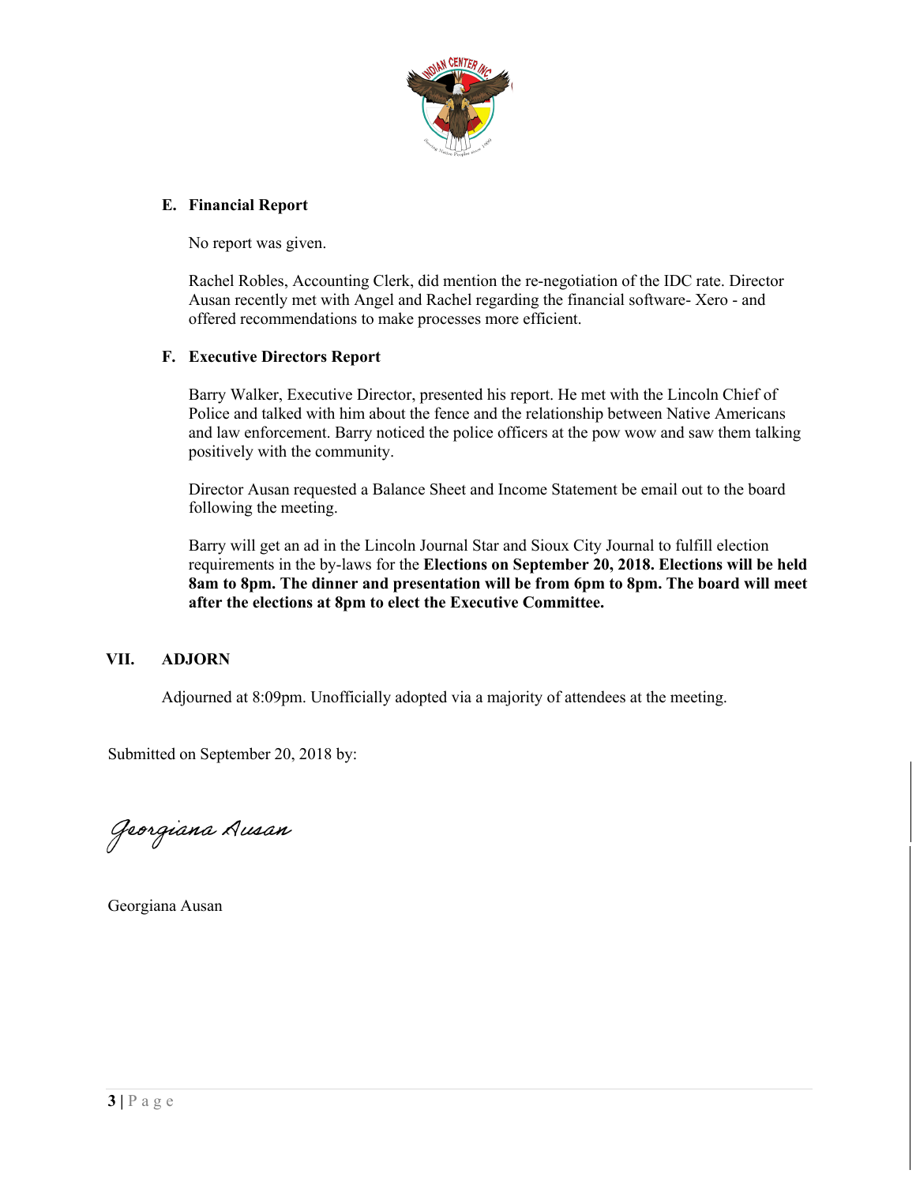### E. Financial Report

No report was given.

Rachel Robles, Accounting Clerk, did mention the re-negotiation of the IDC rate. Director Ausan recently met with Angel and Rachel regarding the financial software- Xero - and offered recommendations to make processes more efficient.

### F. Executive Directors Report

Barry Walker, Executive Director, presented his report. He met with the Lincoln Chief of Police and talked with him about the fence and the relationship between Native Americans and law enforcement. Barry noticed the police officers at the pow wow and saw them talking positively with the community.

Director Ausan requested a Balance Sheet and Income Statement be email out to the board following the meeting.

Barry will get an ad in the Lincoln Journal Star and Sioux City Journal to fulfill election requirements in the by-laws for the **Elections on September 20, 2018. Elections will be held 8am to 8pm. The dinner and presentation will be from 6pm to 8pm. The board will meet after the elections at 8pm to elect the Executive Committee.**

## VII. ADJORN

Adjourned at 8:09pm. Unofficially adopted via a majority of attendees at the meeting.

Submitted on September 20, 2018 by:

*Georgiana Ausan*

Georgiana Ausan